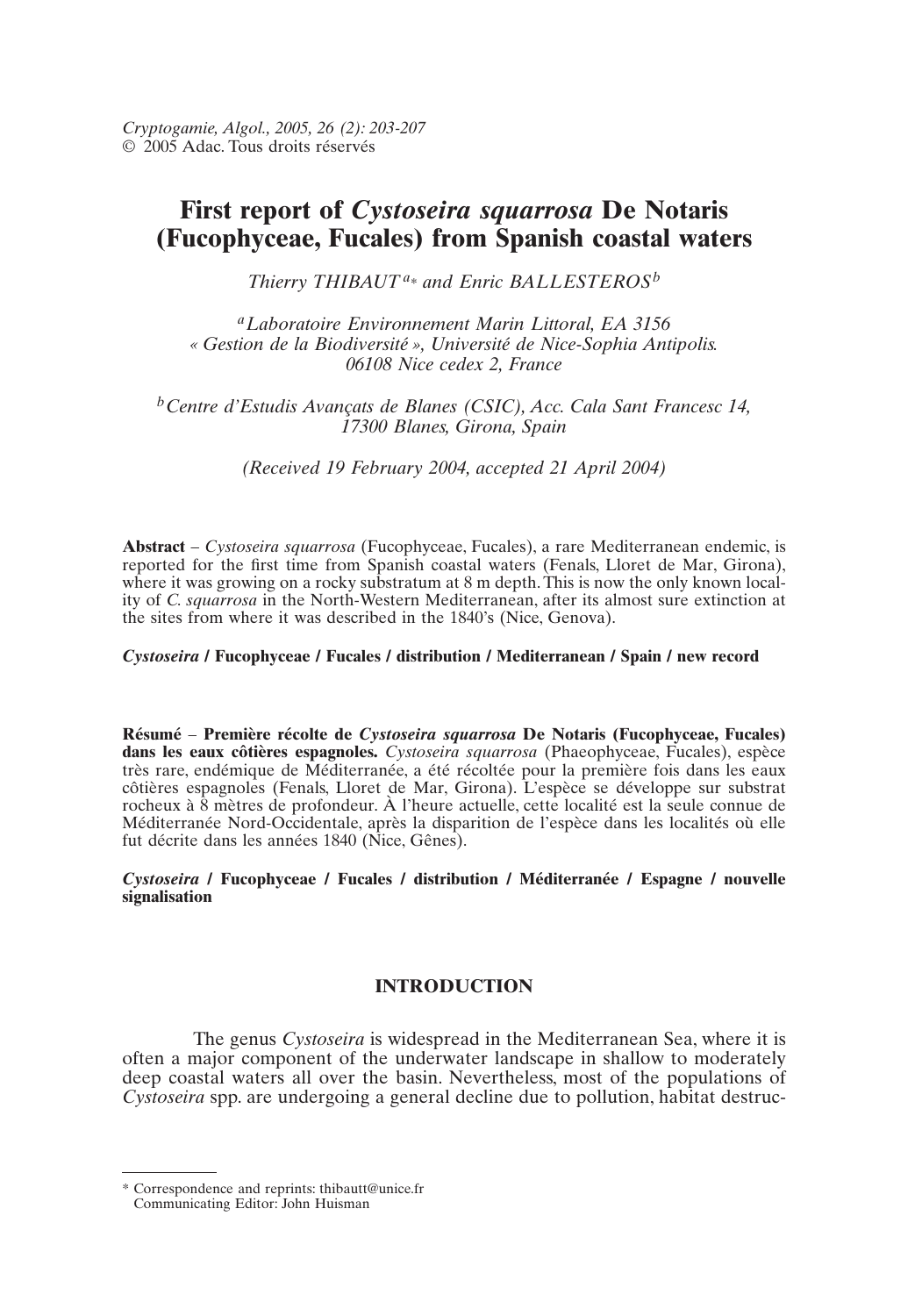# First report of *Cystoseira squarrosa* De Notaris (Fucophyceae, Fucales) from Spanish coastal waters

*Thierry THIBAUT*[a*] *and Enric BALLESTEROS*[b]

[a] *Laboratoire Environnement Marin Littoral, EA 3156 « Gestion de la Biodiversité », Université de Nice-Sophia Antipolis. 06108 Nice cedex 2, France*

[b] *Centre d'Estudis Avançats de Blanes (CSIC), Acc. Cala Sant Francesc 14, 17300 Blanes, Girona, Spain*

*(Received 19 February 2004, accepted 21 April 2004)*

**Abstract** – *Cystoseira squarrosa* (Fucophyceae, Fucales), a rare Mediterranean endemic, is reported for the first time from Spanish coastal waters (Fenals, Lloret de Mar, Girona), where it was growing on a rocky substratum at 8 m depth. This is now the only known locality of *C. squarrosa* in the North-Western Mediterranean, after its almost sure extinction at the sites from where it was described in the 1840's (Nice, Genova).

***Cystoseira* / Fucophyceae / Fucales / distribution / Mediterranean / Spain / new record**

**Résumé** – **Première récolte de *Cystoseira squarrosa* De Notaris (Fucophyceae, Fucales) dans les eaux côtières espagnoles.** *Cystoseira squarrosa* (Phaeophyceae, Fucales), espèce très rare, endémique de Méditerranée, a été récoltée pour la première fois dans les eaux côtières espagnoles (Fenals, Lloret de Mar, Girona). L'espèce se développe sur substrat rocheux à 8 mètres de profondeur. À l'heure actuelle, cette localité est la seule connue de Méditerranée Nord-Occidentale, après la disparition de l'espèce dans les localités où elle fut décrite dans les années 1840 (Nice, Gênes).

***Cystoseira* / Fucophyceae / Fucales / distribution / Méditerranée / Espagne / nouvelle signalisation**

## INTRODUCTION

The genus *Cystoseira* is widespread in the Mediterranean Sea, where it is often a major component of the underwater landscape in shallow to moderately deep coastal waters all over the basin. Nevertheless, most of the populations of *Cystoseira* spp. are undergoing a general decline due to pollution, habitat destruc-

\* Correspondence and reprints: thibautt@unice.fr
Communicating Editor: John Huisman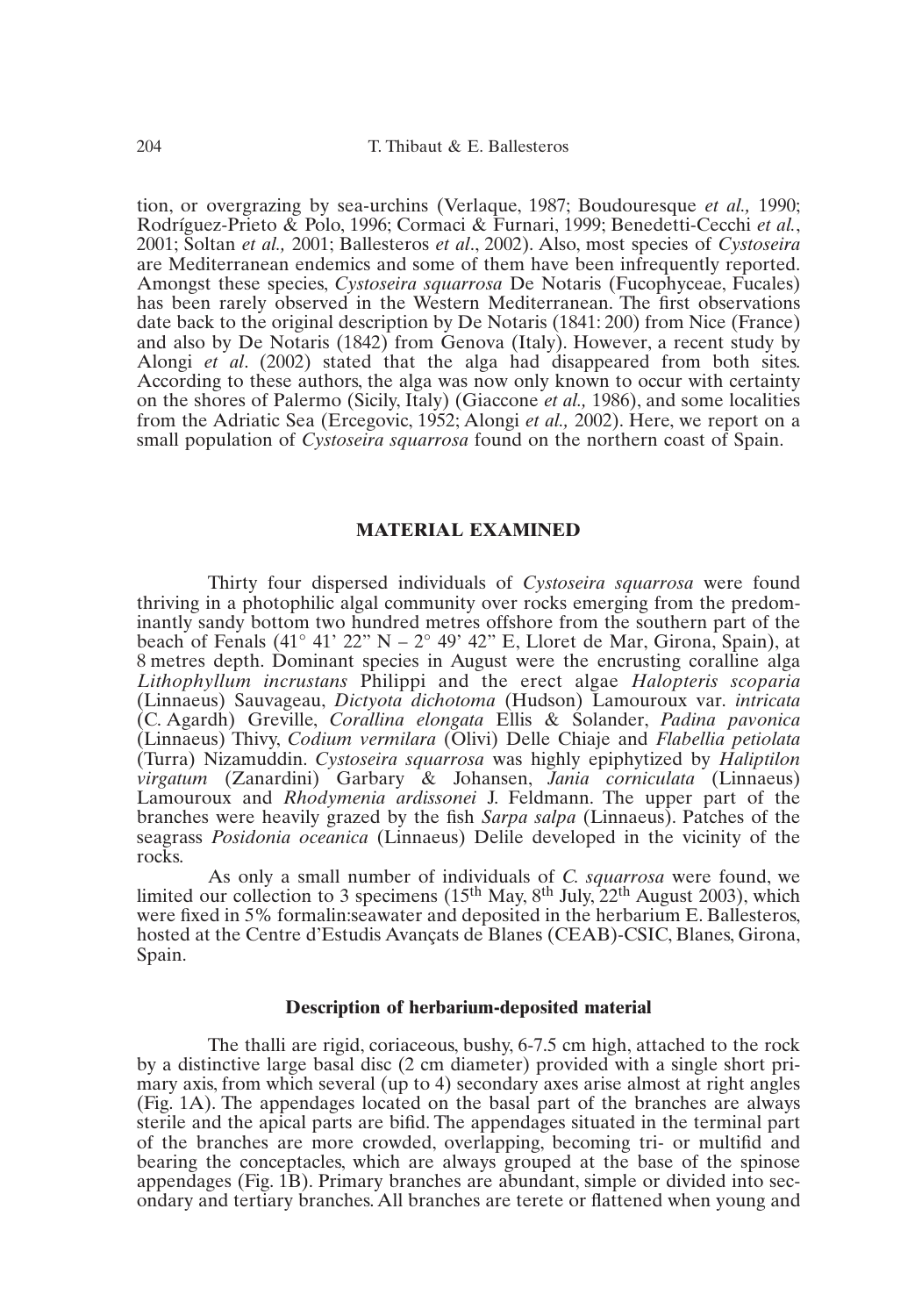tion, or overgrazing by sea-urchins (Verlaque, 1987; Boudouresque *et al.,* 1990; Rodríguez-Prieto & Polo, 1996; Cormaci & Furnari, 1999; Benedetti-Cecchi *et al.*, 2001; Soltan *et al.,* 2001; Ballesteros *et al*., 2002). Also, most species of *Cystoseira* are Mediterranean endemics and some of them have been infrequently reported. Amongst these species, *Cystoseira squarrosa* De Notaris (Fucophyceae, Fucales) has been rarely observed in the Western Mediterranean. The first observations date back to the original description by De Notaris (1841: 200) from Nice (France) and also by De Notaris (1842) from Genova (Italy). However, a recent study by Alongi *et al*. (2002) stated that the alga had disappeared from both sites. According to these authors, the alga was now only known to occur with certainty on the shores of Palermo (Sicily, Italy) (Giaccone *et al.,* 1986), and some localities from the Adriatic Sea (Ercegovic, 1952; Alongi *et al.,* 2002). Here, we report on a small population of *Cystoseira squarrosa* found on the northern coast of Spain.

## MATERIAL EXAMINED

Thirty four dispersed individuals of *Cystoseira squarrosa* were found thriving in a photophilic algal community over rocks emerging from the predominantly sandy bottom two hundred metres offshore from the southern part of the beach of Fenals (41° 41' 22" N – 2° 49' 42" E, Lloret de Mar, Girona, Spain), at 8 metres depth. Dominant species in August were the encrusting coralline alga *Lithophyllum incrustans* Philippi and the erect algae *Halopteris scoparia* (Linnaeus) Sauvageau, *Dictyota dichotoma* (Hudson) Lamouroux var. *intricata* (C. Agardh) Greville, *Corallina elongata* Ellis & Solander, *Padina pavonica* (Linnaeus) Thivy, *Codium vermilara* (Olivi) Delle Chiaje and *Flabellia petiolata* (Turra) Nizamuddin. *Cystoseira squarrosa* was highly epiphytized by *Haliptilon virgatum* (Zanardini) Garbary & Johansen, *Jania corniculata* (Linnaeus) Lamouroux and *Rhodymenia ardissonei* J. Feldmann. The upper part of the branches were heavily grazed by the fish *Sarpa salpa* (Linnaeus). Patches of the seagrass *Posidonia oceanica* (Linnaeus) Delile developed in the vicinity of the rocks.

As only a small number of individuals of *C. squarrosa* were found, we limited our collection to 3 specimens (15th May, 8th July, 22th August 2003), which were fixed in 5% formalin:seawater and deposited in the herbarium E. Ballesteros, hosted at the Centre d'Estudis Avançats de Blanes (CEAB)-CSIC, Blanes, Girona, Spain.

### Description of herbarium-deposited material

The thalli are rigid, coriaceous, bushy, 6-7.5 cm high, attached to the rock by a distinctive large basal disc (2 cm diameter) provided with a single short primary axis, from which several (up to 4) secondary axes arise almost at right angles (Fig. 1A). The appendages located on the basal part of the branches are always sterile and the apical parts are bifid. The appendages situated in the terminal part of the branches are more crowded, overlapping, becoming tri- or multifid and bearing the conceptacles, which are always grouped at the base of the spinose appendages (Fig. 1B). Primary branches are abundant, simple or divided into secondary and tertiary branches. All branches are terete or flattened when young and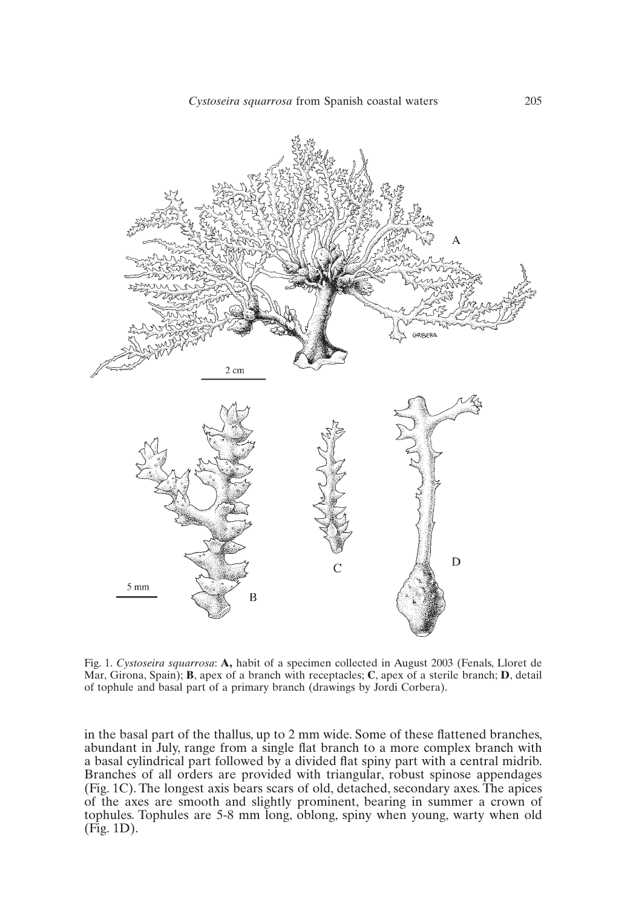Fig. 1. *Cystoseira squarrosa*: **A,** habit of a specimen collected in August 2003 (Fenals, Lloret de Mar, Girona, Spain); **B**, apex of a branch with receptacles; **C**, apex of a sterile branch; **D**, detail of tophule and basal part of a primary branch (drawings by Jordi Corbera).

in the basal part of the thallus, up to 2 mm wide. Some of these flattened branches, abundant in July, range from a single flat branch to a more complex branch with a basal cylindrical part followed by a divided flat spiny part with a central midrib. Branches of all orders are provided with triangular, robust spinose appendages (Fig. 1C). The longest axis bears scars of old, detached, secondary axes. The apices of the axes are smooth and slightly prominent, bearing in summer a crown of tophules. Tophules are 5-8 mm long, oblong, spiny when young, warty when old (Fig. 1D).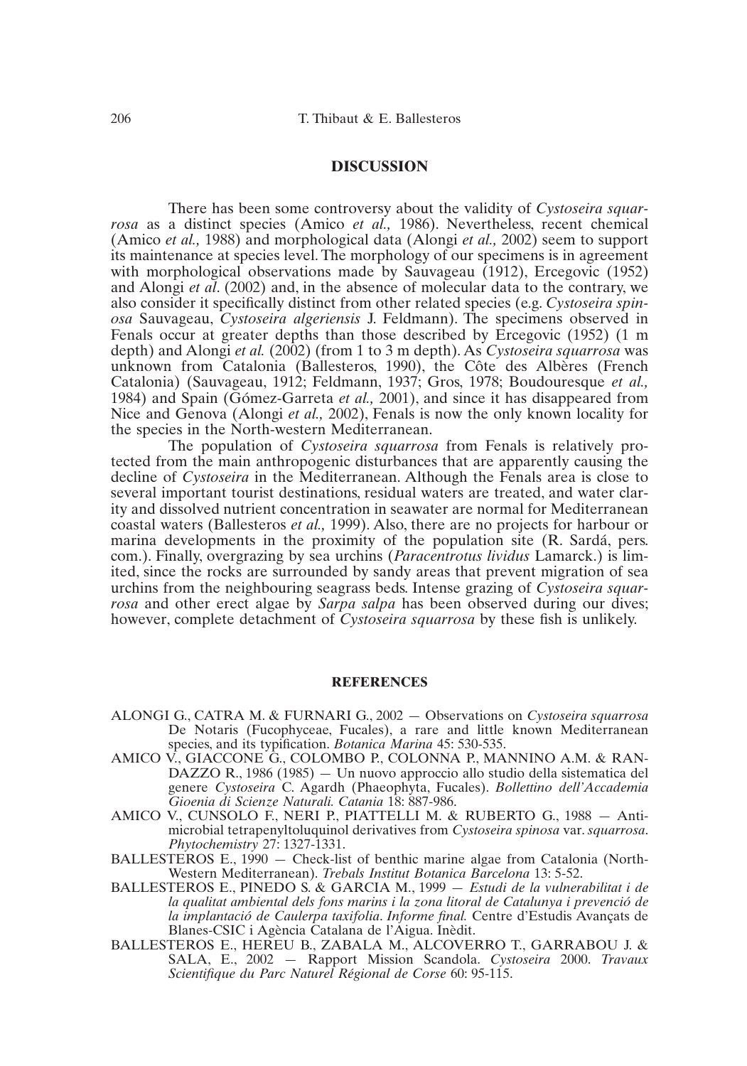## DISCUSSION

There has been some controversy about the validity of *Cystoseira squarrosa* as a distinct species (Amico *et al.,* 1986). Nevertheless, recent chemical (Amico *et al.,* 1988) and morphological data (Alongi *et al.,* 2002) seem to support its maintenance at species level. The morphology of our specimens is in agreement with morphological observations made by Sauvageau (1912), Ercegovic (1952) and Alongi *et al*. (2002) and, in the absence of molecular data to the contrary, we also consider it specifically distinct from other related species (e.g. *Cystoseira spinosa* Sauvageau, *Cystoseira algeriensis* J. Feldmann). The specimens observed in Fenals occur at greater depths than those described by Ercegovic (1952) (1 m depth) and Alongi *et al.* (2002) (from 1 to 3 m depth). As *Cystoseira squarrosa* was unknown from Catalonia (Ballesteros, 1990), the Côte des Albères (French Catalonia) (Sauvageau, 1912; Feldmann, 1937; Gros, 1978; Boudouresque *et al.,* 1984) and Spain (Gómez-Garreta *et al.,* 2001), and since it has disappeared from Nice and Genova (Alongi *et al.,* 2002), Fenals is now the only known locality for the species in the North-western Mediterranean.

The population of *Cystoseira squarrosa* from Fenals is relatively protected from the main anthropogenic disturbances that are apparently causing the decline of *Cystoseira* in the Mediterranean. Although the Fenals area is close to several important tourist destinations, residual waters are treated, and water clarity and dissolved nutrient concentration in seawater are normal for Mediterranean coastal waters (Ballesteros *et al.,* 1999). Also, there are no projects for harbour or marina developments in the proximity of the population site (R. Sardá, pers. com.). Finally, overgrazing by sea urchins (*Paracentrotus lividus* Lamarck.) is limited, since the rocks are surrounded by sandy areas that prevent migration of sea urchins from the neighbouring seagrass beds. Intense grazing of *Cystoseira squarrosa* and other erect algae by *Sarpa salpa* has been observed during our dives; however, complete detachment of *Cystoseira squarrosa* by these fish is unlikely.

## REFERENCES

ALONGI G., CATRA M. & FURNARI G., 2002 — Observations on *Cystoseira squarrosa* De Notaris (Fucophyceae, Fucales), a rare and little known Mediterranean species, and its typification. *Botanica Marina* 45: 530-535.

AMICO V., GIACCONE G., COLOMBO P., COLONNA P., MANNINO A.M. & RANDAZZO R., 1986 (1985) — Un nuovo approccio allo studio della sistematica del genere *Cystoseira* C. Agardh (Phaeophyta, Fucales). *Bollettino dell'Accademia Gioenia di Scienze Naturali. Catania* 18: 887-986.

AMICO V., CUNSOLO F., NERI P., PIATTELLI M. & RUBERTO G., 1988 — Antimicrobial tetrapenyltoluquinol derivatives from *Cystoseira spinosa* var. *squarrosa*. *Phytochemistry* 27: 1327-1331.

BALLESTEROS E., 1990 — Check-list of benthic marine algae from Catalonia (North-Western Mediterranean). *Trebals Institut Botanica Barcelona* 13: 5-52.

BALLESTEROS E., PINEDO S. & GARCIA M., 1999 — *Estudi de la vulnerabilitat i de la qualitat ambiental dels fons marins i la zona litoral de Catalunya i prevenció de la implantació de Caulerpa taxifolia*. *Informe final.* Centre d'Estudis Avançats de Blanes-CSIC i Agència Catalana de l'Aigua. Inèdit.

BALLESTEROS E., HEREU B., ZABALA M., ALCOVERRO T., GARRABOU J. & SALA, E., 2002 — Rapport Mission Scandola. *Cystoseira* 2000. *Travaux Scientifique du Parc Naturel Régional de Corse* 60: 95-115.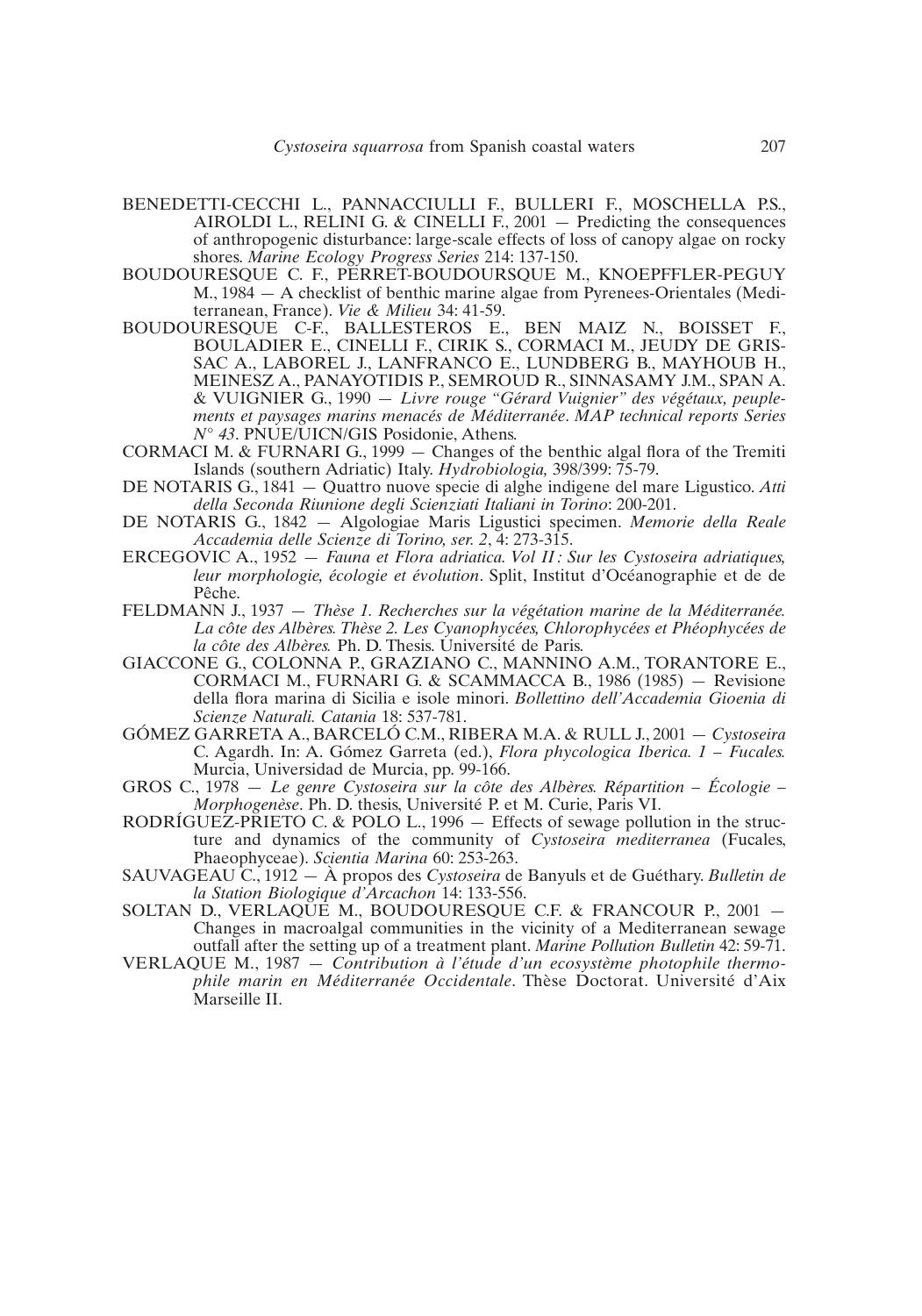BENEDETTI-CECCHI L., PANNACCIULLI F., BULLERI F., MOSCHELLA P.S., AIROLDI L., RELINI G. & CINELLI F., 2001 — Predicting the consequences of anthropogenic disturbance: large-scale effects of loss of canopy algae on rocky shores. *Marine Ecology Progress Series* 214: 137-150.

BOUDOURESQUE C. F., PERRET-BOUDOURSQUE M., KNOEPFFLER-PEGUY M., 1984 — A checklist of benthic marine algae from Pyrenees-Orientales (Mediterranean, France). *Vie & Milieu* 34: 41-59.

BOUDOURESQUE C-F., BALLESTEROS E., BEN MAIZ N., BOISSET F., BOULADIER E., CINELLI F., CIRIK S., CORMACI M., JEUDY DE GRISSAC A., LABOREL J., LANFRANCO E., LUNDBERG B., MAYHOUB H., MEINESZ A., PANAYOTIDIS P., SEMROUD R., SINNASAMY J.M., SPAN A. & VUIGNIER G., 1990 — *Livre rouge "Gérard Vuignier" des végétaux, peuplements et paysages marins menacés de Méditerranée*. *MAP technical reports Series N° 43*. PNUE/UICN/GIS Posidonie, Athens.

CORMACI M. & FURNARI G., 1999 — Changes of the benthic algal flora of the Tremiti Islands (southern Adriatic) Italy. *Hydrobiologia,* 398/399: 75-79.

DE NOTARIS G., 1841 — Quattro nuove specie di alghe indigene del mare Ligustico. *Atti della Seconda Riunione degli Scienziati Italiani in Torino*: 200-201.

DE NOTARIS G., 1842 — Algologiae Maris Ligustici specimen. *Memorie della Reale Accademia delle Scienze di Torino, ser. 2*, 4: 273-315.

ERCEGOVIC A., 1952 — *Fauna et Flora adriatica. Vol II: Sur les Cystoseira adriatiques, leur morphologie, écologie et évolution*. Split, Institut d'Océanographie et de de Pêche.

FELDMANN J., 1937 — *Thèse 1. Recherches sur la végétation marine de la Méditerranée. La côte des Albères. Thèse 2. Les Cyanophycées, Chlorophycées et Phéophycées de la côte des Albères.* Ph. D. Thesis. Université de Paris.

GIACCONE G., COLONNA P., GRAZIANO C., MANNINO A.M., TORANTORE E., CORMACI M., FURNARI G. & SCAMMACCA B., 1986 (1985) — Revisione della flora marina di Sicilia e isole minori. *Bollettino dell'Accademia Gioenia di Scienze Naturali. Catania* 18: 537-781.

GÓMEZ GARRETA A., BARCELÓ C.M., RIBERA M.A. & RULL J., 2001 — *Cystoseira* C. Agardh. In: A. Gómez Garreta (ed.), *Flora phycologica Iberica. 1 – Fucales.* Murcia, Universidad de Murcia, pp. 99-166.

GROS C., 1978 — *Le genre Cystoseira sur la côte des Albères. Répartition – Écologie – Morphogenèse*. Ph. D. thesis, Université P. et M. Curie, Paris VI.

RODRÍGUEZ-PRIETO C. & POLO L., 1996 — Effects of sewage pollution in the structure and dynamics of the community of *Cystoseira mediterranea* (Fucales, Phaeophyceae). *Scientia Marina* 60: 253-263.

SAUVAGEAU C., 1912 — À propos des *Cystoseira* de Banyuls et de Guéthary. *Bulletin de la Station Biologique d'Arcachon* 14: 133-556.

SOLTAN D., VERLAQUE M., BOUDOURESQUE C.F. & FRANCOUR P., 2001 — Changes in macroalgal communities in the vicinity of a Mediterranean sewage outfall after the setting up of a treatment plant. *Marine Pollution Bulletin* 42: 59-71.

VERLAQUE M., 1987 — *Contribution à l'étude d'un ecosystème photophile thermophile marin en Méditerranée Occidentale*. Thèse Doctorat. Université d'Aix Marseille II.